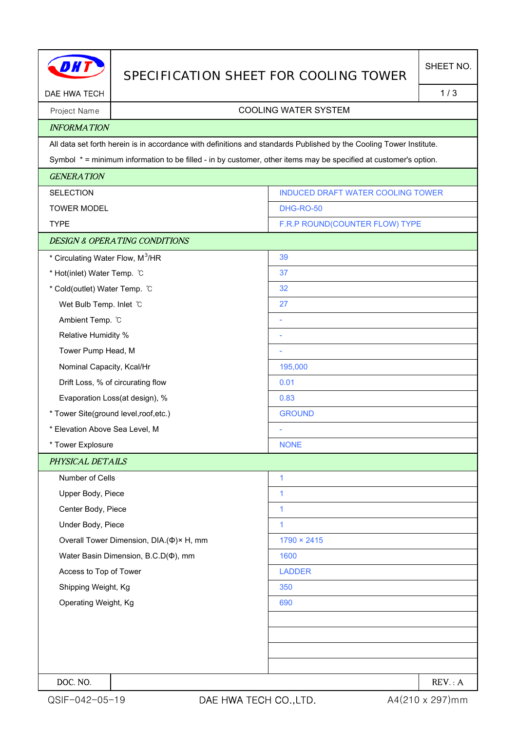DAE HWA TECH

# SPECIFICATION SHEET FOR COOLING TOWER

SHEET NO. 1 / 3

| Project Name | COOLING WATER SYSTEM |
|---|---|

## *INFORMATION*

All data set forth herein is in accordance with definitions and standards Published by the Cooling Tower Institute.

Symbol * = minimum information to be filled - in by customer, other items may be specified at customer's option.

## *GENERATION*

| | |
|---|---|
| SELECTION | INDUCED DRAFT WATER COOLING TOWER |
| TOWER MODEL | DHG-RO-50 |
| TYPE | F.R.P ROUND(COUNTER FLOW) TYPE |

## *DESIGN & OPERATING CONDITIONS*

| | |
|---|---|
| * Circulating Water Flow, $M^3$/HR | 39 |
| * Hot(inlet) Water Temp. ℃ | 37 |
| * Cold(outlet) Water Temp. ℃ | 32 |
| Wet Bulb Temp. Inlet ℃ | 27 |
| Ambient Temp. ℃ | - |
| Relative Humidity % | - |
| Tower Pump Head, M | - |
| Nominal Capacity, Kcal/Hr | 195,000 |
| Drift Loss, % of circurating flow | 0.01 |
| Evaporation Loss(at design), % | 0.83 |
| * Tower Site(ground level,roof,etc.) | GROUND |
| * Elevation Above Sea Level, M | - |
| * Tower Explosure | NONE |

## *PHYSICAL DETAILS*

| | |
|---|---|
| Number of Cells | 1 |
| Upper Body, Piece | 1 |
| Center Body, Piece | 1 |
| Under Body, Piece | 1 |
| Overall Tower Dimension, DIA.(Φ)× H, mm | 1790 × 2415 |
| Water Basin Dimension, B.C.D(Φ), mm | 1600 |
| Access to Top of Tower | LADDER |
| Shipping Weight, Kg | 350 |
| Operating Weight, Kg | 690 |

| DOC. NO. | | REV. : A |
|---|---|---|

QSIF-042-05-19 DAE HWA TECH CO.,LTD. A4(210 x 297)mm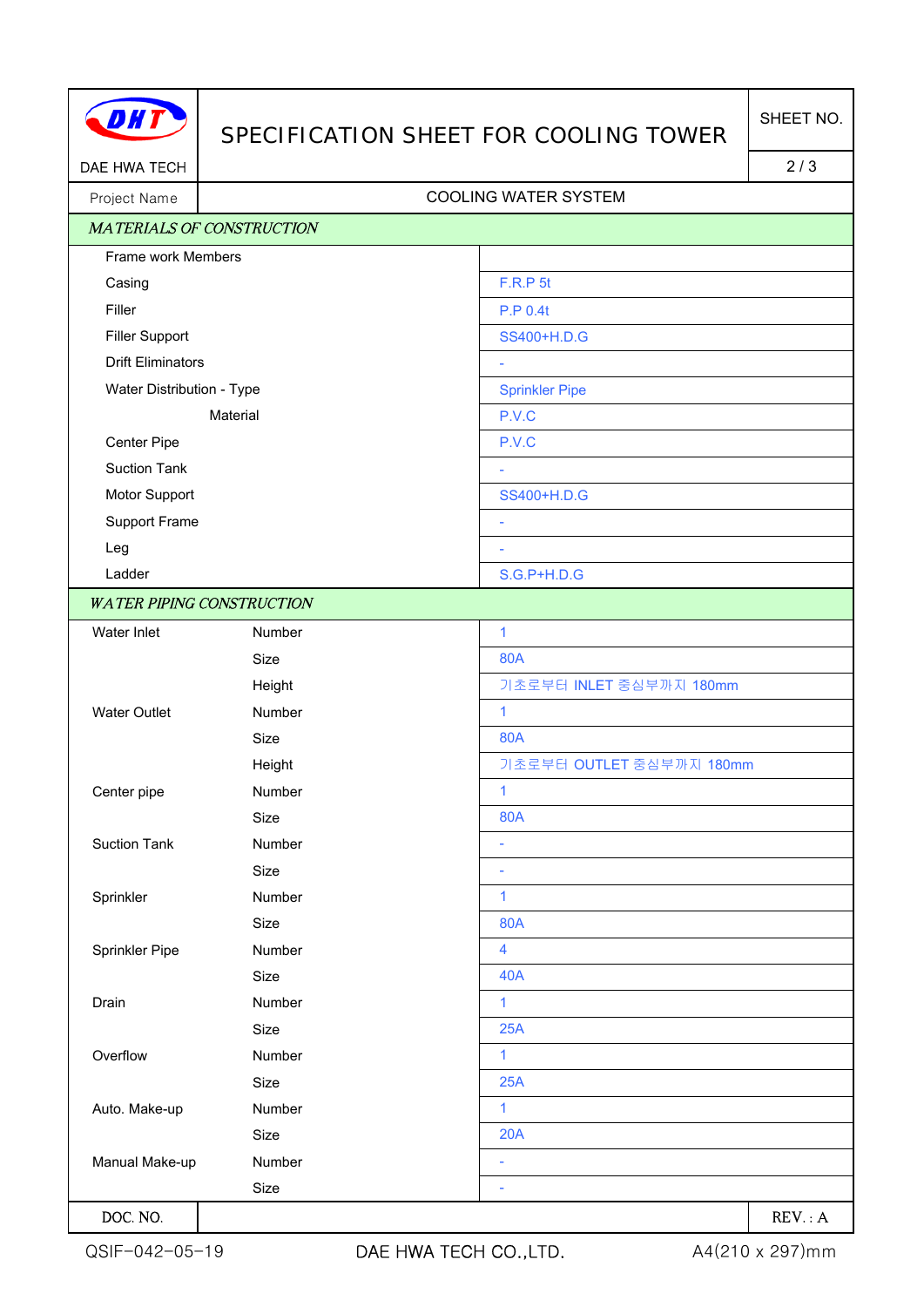| DAE HWA TECH | SPECIFICATION SHEET FOR COOLING TOWER | SHEET NO. |
|---|---|---|
| | | 2 / 3 |
| Project Name | COOLING WATER SYSTEM | |

## *MATERIALS OF CONSTRUCTION*

| Item | | Specification |
|---|---|---|
| Frame work Members | | |
| Casing | | F.R.P 5t |
| Filler | | P.P 0.4t |
| Filler Support | | SS400+H.D.G |
| Drift Eliminators | | - |
| Water Distribution - Type | | Sprinkler Pipe |
| | Material | P.V.C |
| Center Pipe | | P.V.C |
| Suction Tank | | - |
| Motor Support | | SS400+H.D.G |
| Support Frame | | - |
| Leg | | - |
| Ladder | | S.G.P+H.D.G |

## *WATER PIPING CONSTRUCTION*

| Item | | Specification |
|---|---|---|
| Water Inlet | Number | 1 |
| | Size | 80A |
| | Height | 기초로부터 INLET 중심부까지 180mm |
| Water Outlet | Number | 1 |
| | Size | 80A |
| | Height | 기초로부터 OUTLET 중심부까지 180mm |
| Center pipe | Number | 1 |
| | Size | 80A |
| Suction Tank | Number | - |
| | Size | - |
| Sprinkler | Number | 1 |
| | Size | 80A |
| Sprinkler Pipe | Number | 4 |
| | Size | 40A |
| Drain | Number | 1 |
| | Size | 25A |
| Overflow | Number | 1 |
| | Size | 25A |
| Auto. Make-up | Number | 1 |
| | Size | 20A |
| Manual Make-up | Number | - |
| | Size | - |

| DOC. NO. | | REV. : A |
|---|---|---|

QSIF-042-05-19 DAE HWA TECH CO.,LTD. A4(210 x 297)mm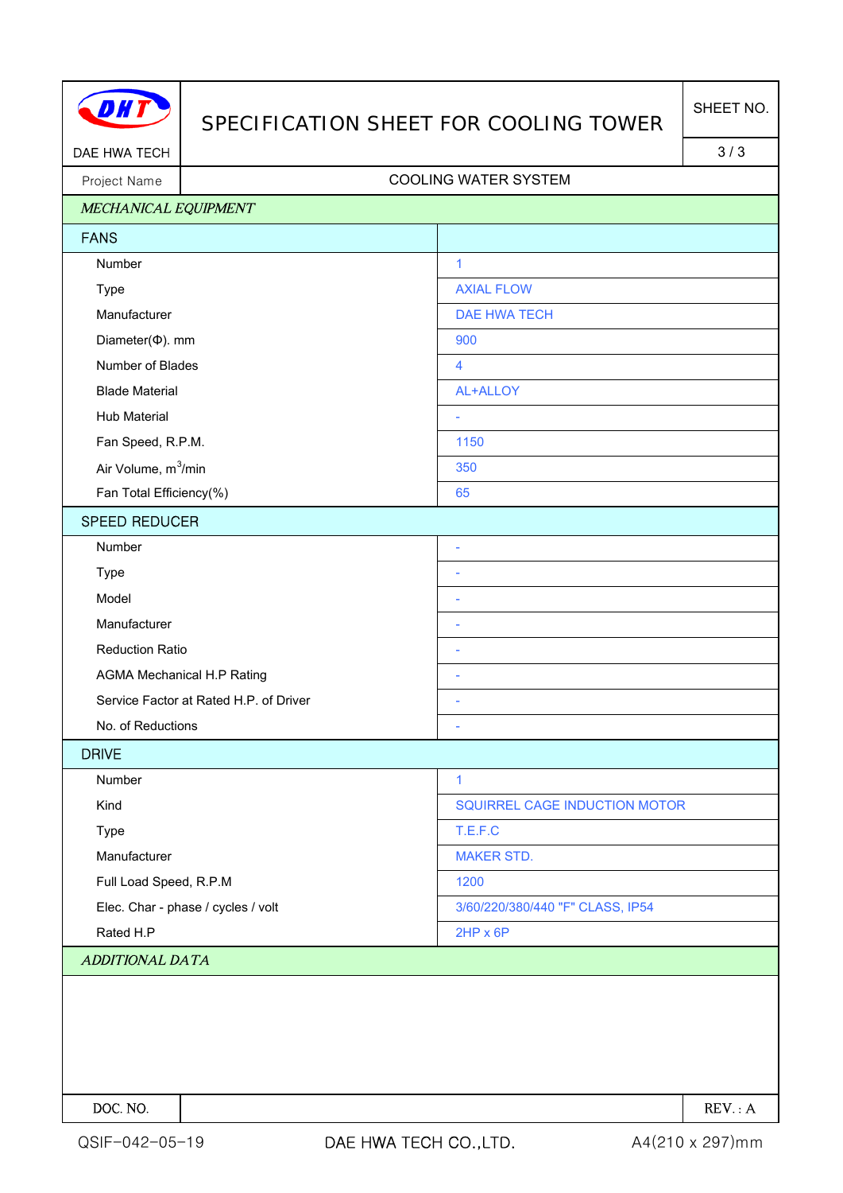DAE HWA TECH

# SPECIFICATION SHEET FOR COOLING TOWER

SHEET NO. 3 / 3

| Project Name | COOLING WATER SYSTEM |
|---|---|
| ***MECHANICAL EQUIPMENT*** | |
| **FANS** | |
| Number | 1 |
| Type | AXIAL FLOW |
| Manufacturer | DAE HWA TECH |
| Diameter(Φ). mm | 900 |
| Number of Blades | 4 |
| Blade Material | AL+ALLOY |
| Hub Material | - |
| Fan Speed, R.P.M. | 1150 |
| Air Volume, $m^3$/min | 350 |
| Fan Total Efficiency(%) | 65 |
| **SPEED REDUCER** | |
| Number | - |
| Type | - |
| Model | - |
| Manufacturer | - |
| Reduction Ratio | - |
| AGMA Mechanical H.P Rating | - |
| Service Factor at Rated H.P. of Driver | - |
| No. of Reductions | - |
| **DRIVE** | |
| Number | 1 |
| Kind | SQUIRREL CAGE INDUCTION MOTOR |
| Type | T.E.F.C |
| Manufacturer | MAKER STD. |
| Full Load Speed, R.P.M | 1200 |
| Elec. Char - phase / cycles / volt | 3/60/220/380/440 "F" CLASS, IP54 |
| Rated H.P | 2HP x 6P |
| ***ADDITIONAL DATA*** | |

| DOC. NO. | | REV. : A |
|---|---|---|

QSIF-042-05-19 DAE HWA TECH CO.,LTD. A4(210 x 297)mm